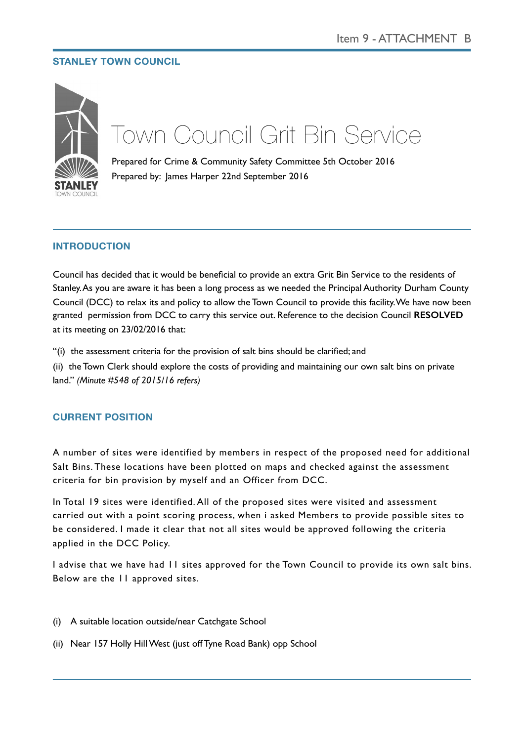**STANLEY TOWN COUNCIL**

STANLEY
TOWN COUNCIL

# Town Council Grit Bin Service

Prepared for Crime & Community Safety Committee 5th October 2016

Prepared by: James Harper 22nd September 2016

## INTRODUCTION

Council has decided that it would be beneficial to provide an extra Grit Bin Service to the residents of Stanley. As you are aware it has been a long process as we needed the Principal Authority Durham County Council (DCC) to relax its and policy to allow the Town Council to provide this facility. We have now been granted permission from DCC to carry this service out. Reference to the decision Council **RESOLVED** at its meeting on 23/02/2016 that:

"(i) the assessment criteria for the provision of salt bins should be clarified; and

(ii) the Town Clerk should explore the costs of providing and maintaining our own salt bins on private land." *(Minute #548 of 2015/16 refers)*

## CURRENT POSITION

A number of sites were identified by members in respect of the proposed need for additional Salt Bins. These locations have been plotted on maps and checked against the assessment criteria for bin provision by myself and an Officer from DCC.

In Total 19 sites were identified. All of the proposed sites were visited and assessment carried out with a point scoring process, when i asked Members to provide possible sites to be considered. I made it clear that not all sites would be approved following the criteria applied in the DCC Policy.

I advise that we have had 11 sites approved for the Town Council to provide its own salt bins. Below are the 11 approved sites.

(i) A suitable location outside/near Catchgate School

(ii) Near 157 Holly Hill West (just off Tyne Road Bank) opp School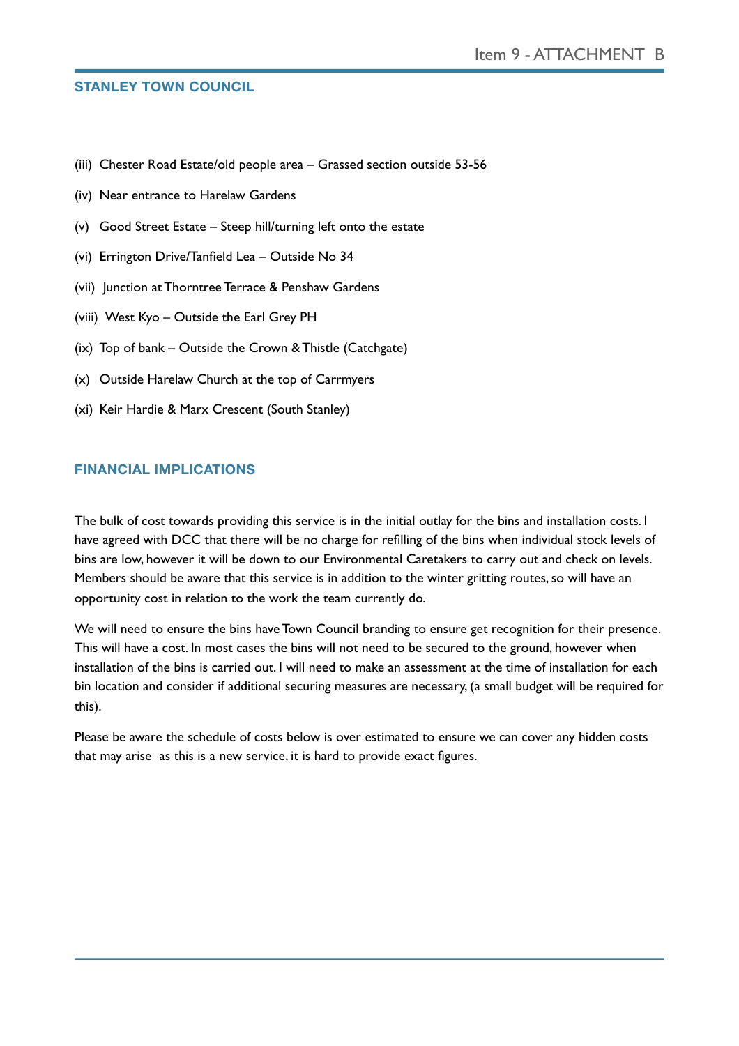**STANLEY TOWN COUNCIL**

(iii) Chester Road Estate/old people area – Grassed section outside 53-56

(iv) Near entrance to Harelaw Gardens

(v) Good Street Estate – Steep hill/turning left onto the estate

(vi) Errington Drive/Tanfield Lea – Outside No 34

(vii) Junction at Thorntree Terrace & Penshaw Gardens

(viii) West Kyo – Outside the Earl Grey PH

(ix) Top of bank – Outside the Crown & Thistle (Catchgate)

(x) Outside Harelaw Church at the top of Carrmyers

(xi) Keir Hardie & Marx Crescent (South Stanley)

## FINANCIAL IMPLICATIONS

The bulk of cost towards providing this service is in the initial outlay for the bins and installation costs. I have agreed with DCC that there will be no charge for refilling of the bins when individual stock levels of bins are low, however it will be down to our Environmental Caretakers to carry out and check on levels. Members should be aware that this service is in addition to the winter gritting routes, so will have an opportunity cost in relation to the work the team currently do.

We will need to ensure the bins have Town Council branding to ensure get recognition for their presence. This will have a cost. In most cases the bins will not need to be secured to the ground, however when installation of the bins is carried out. I will need to make an assessment at the time of installation for each bin location and consider if additional securing measures are necessary, (a small budget will be required for this).

Please be aware the schedule of costs below is over estimated to ensure we can cover any hidden costs that may arise as this is a new service, it is hard to provide exact figures.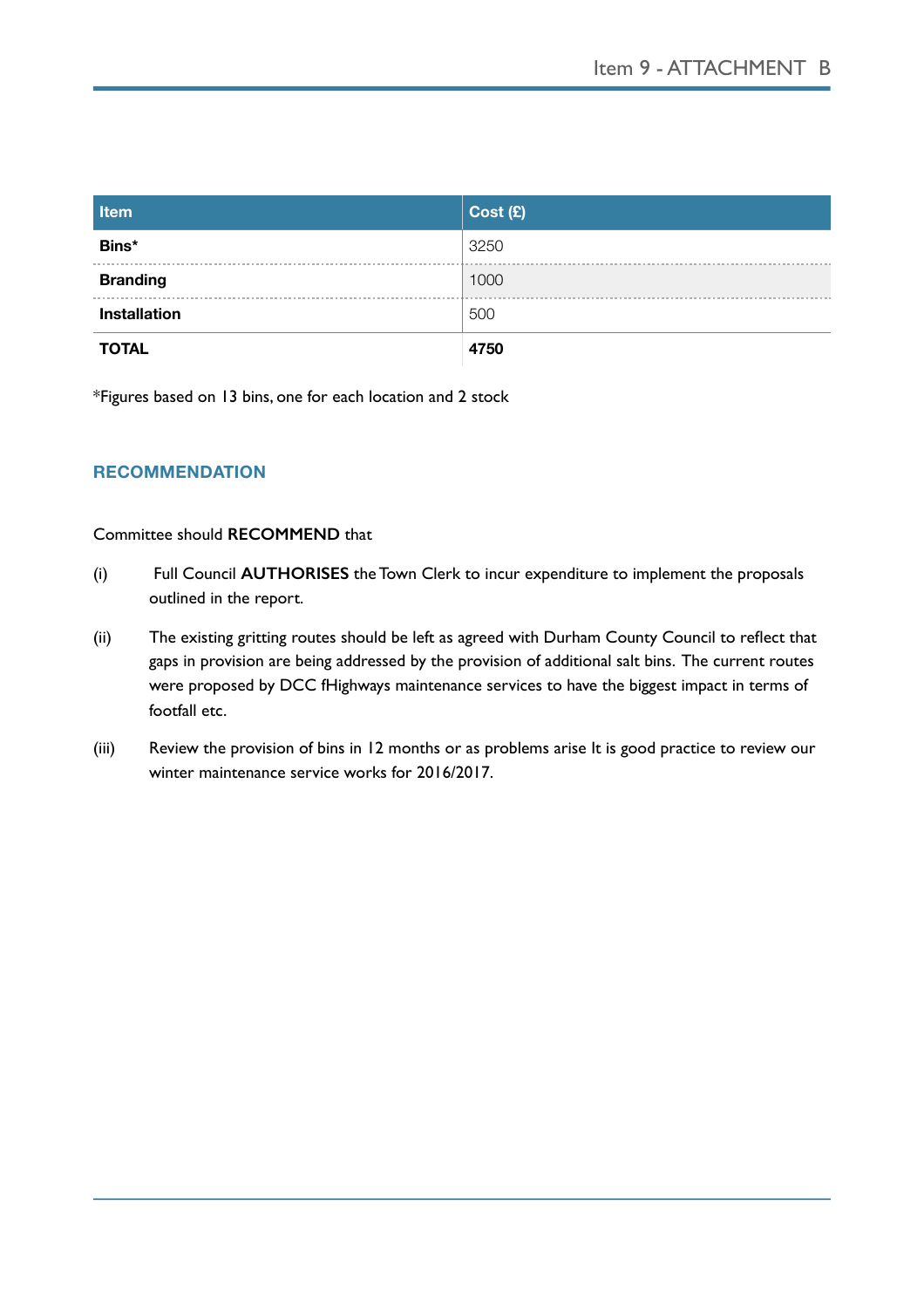| Item | Cost (£) |
|---|---|
| **Bins*** | 3250 |
| **Branding** | 1000 |
| **Installation** | 500 |
| **TOTAL** | **4750** |

*Figures based on 13 bins, one for each location and 2 stock

## RECOMMENDATION

Committee should **RECOMMEND** that

(i) Full Council **AUTHORISES** the Town Clerk to incur expenditure to implement the proposals outlined in the report.

(ii) The existing gritting routes should be left as agreed with Durham County Council to reflect that gaps in provision are being addressed by the provision of additional salt bins. The current routes were proposed by DCC fHighways maintenance services to have the biggest impact in terms of footfall etc.

(iii) Review the provision of bins in 12 months or as problems arise It is good practice to review our winter maintenance service works for 2016/2017.